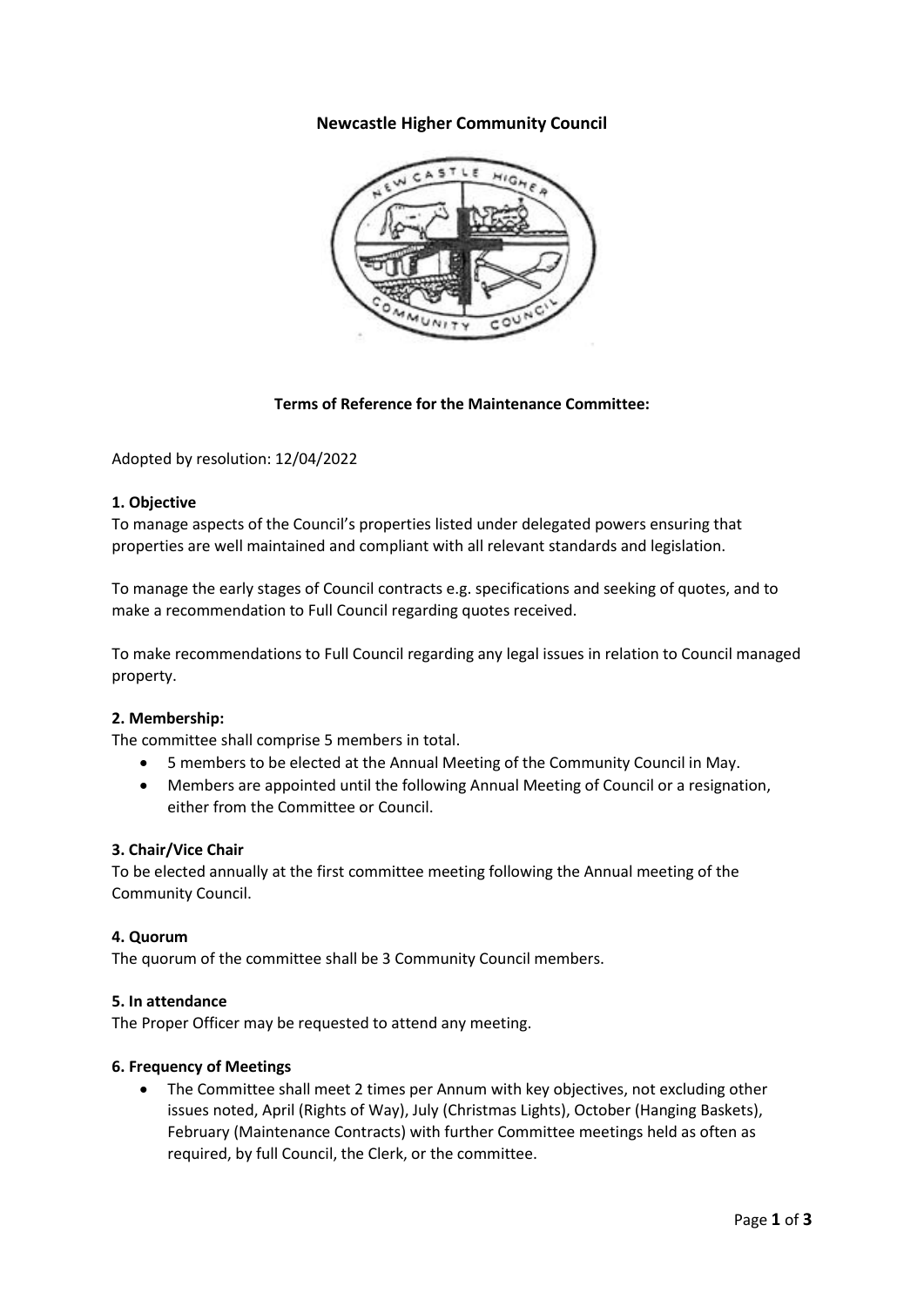# Newcastle Higher Community Council

## Terms of Reference for the Maintenance Committee:

Adopted by resolution: 12/04/2022

### 1. Objective

To manage aspects of the Council's properties listed under delegated powers ensuring that properties are well maintained and compliant with all relevant standards and legislation.

To manage the early stages of Council contracts e.g. specifications and seeking of quotes, and to make a recommendation to Full Council regarding quotes received.

To make recommendations to Full Council regarding any legal issues in relation to Council managed property.

### 2. Membership:

The committee shall comprise 5 members in total.

- 5 members to be elected at the Annual Meeting of the Community Council in May.
- Members are appointed until the following Annual Meeting of Council or a resignation, either from the Committee or Council.

### 3. Chair/Vice Chair

To be elected annually at the first committee meeting following the Annual meeting of the Community Council.

### 4. Quorum

The quorum of the committee shall be 3 Community Council members.

### 5. In attendance

The Proper Officer may be requested to attend any meeting.

### 6. Frequency of Meetings

- The Committee shall meet 2 times per Annum with key objectives, not excluding other issues noted, April (Rights of Way), July (Christmas Lights), October (Hanging Baskets), February (Maintenance Contracts) with further Committee meetings held as often as required, by full Council, the Clerk, or the committee.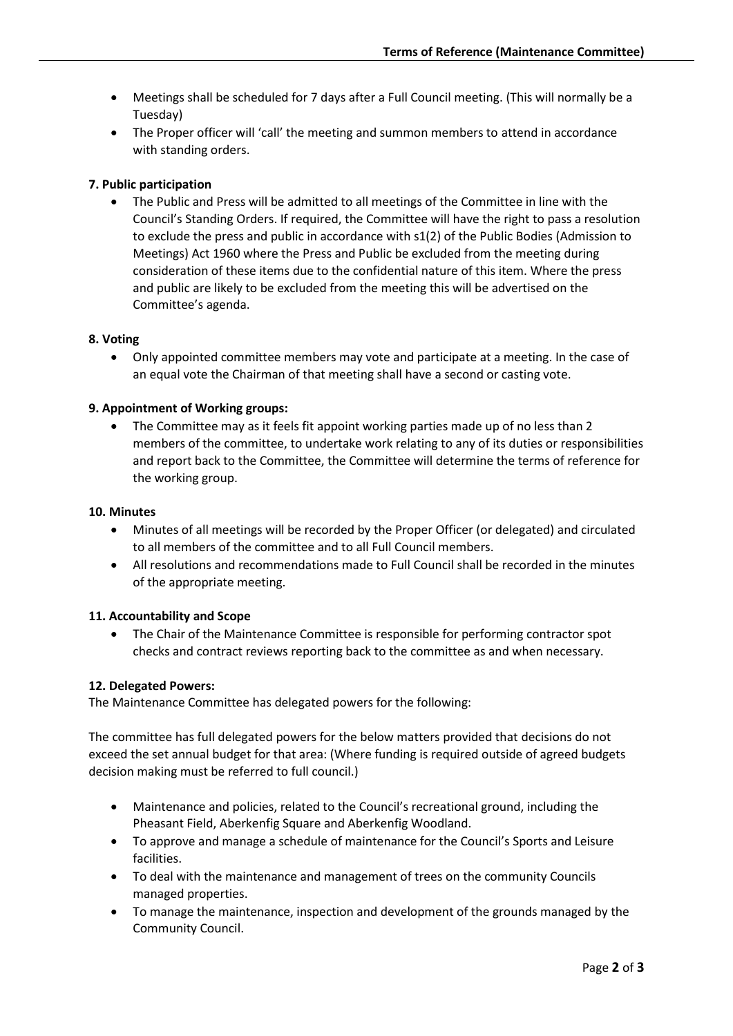- Meetings shall be scheduled for 7 days after a Full Council meeting. (This will normally be a Tuesday)
- The Proper officer will 'call' the meeting and summon members to attend in accordance with standing orders.

**7. Public participation**

- The Public and Press will be admitted to all meetings of the Committee in line with the Council's Standing Orders. If required, the Committee will have the right to pass a resolution to exclude the press and public in accordance with s1(2) of the Public Bodies (Admission to Meetings) Act 1960 where the Press and Public be excluded from the meeting during consideration of these items due to the confidential nature of this item. Where the press and public are likely to be excluded from the meeting this will be advertised on the Committee's agenda.

**8. Voting**

- Only appointed committee members may vote and participate at a meeting. In the case of an equal vote the Chairman of that meeting shall have a second or casting vote.

**9. Appointment of Working groups:**

- The Committee may as it feels fit appoint working parties made up of no less than 2 members of the committee, to undertake work relating to any of its duties or responsibilities and report back to the Committee, the Committee will determine the terms of reference for the working group.

**10. Minutes**

- Minutes of all meetings will be recorded by the Proper Officer (or delegated) and circulated to all members of the committee and to all Full Council members.
- All resolutions and recommendations made to Full Council shall be recorded in the minutes of the appropriate meeting.

**11. Accountability and Scope**

- The Chair of the Maintenance Committee is responsible for performing contractor spot checks and contract reviews reporting back to the committee as and when necessary.

**12. Delegated Powers:**

The Maintenance Committee has delegated powers for the following:

The committee has full delegated powers for the below matters provided that decisions do not exceed the set annual budget for that area: (Where funding is required outside of agreed budgets decision making must be referred to full council.)

- Maintenance and policies, related to the Council's recreational ground, including the Pheasant Field, Aberkenfig Square and Aberkenfig Woodland.
- To approve and manage a schedule of maintenance for the Council's Sports and Leisure facilities.
- To deal with the maintenance and management of trees on the community Councils managed properties.
- To manage the maintenance, inspection and development of the grounds managed by the Community Council.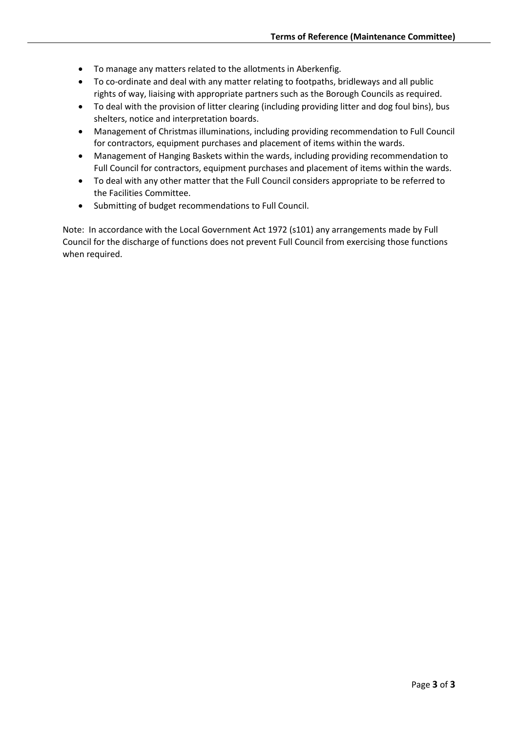- To manage any matters related to the allotments in Aberkenfig.
- To co-ordinate and deal with any matter relating to footpaths, bridleways and all public rights of way, liaising with appropriate partners such as the Borough Councils as required.
- To deal with the provision of litter clearing (including providing litter and dog foul bins), bus shelters, notice and interpretation boards.
- Management of Christmas illuminations, including providing recommendation to Full Council for contractors, equipment purchases and placement of items within the wards.
- Management of Hanging Baskets within the wards, including providing recommendation to Full Council for contractors, equipment purchases and placement of items within the wards.
- To deal with any other matter that the Full Council considers appropriate to be referred to the Facilities Committee.
- Submitting of budget recommendations to Full Council.

Note: In accordance with the Local Government Act 1972 (s101) any arrangements made by Full Council for the discharge of functions does not prevent Full Council from exercising those functions when required.